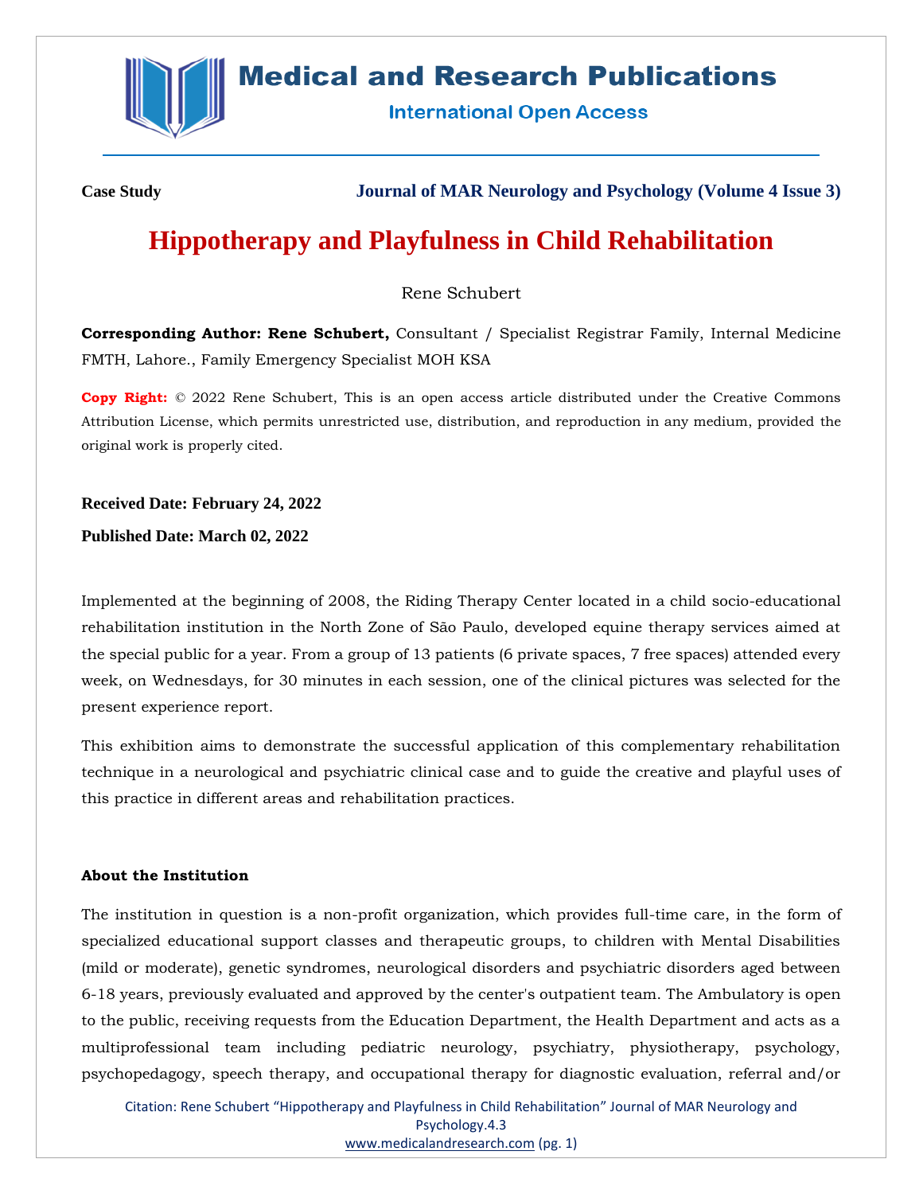Case Study

# Hippotherapy and Playfulness in Child Rehabilitation

Rene Schubert

**Corresponding Author: Rene Schubert,** Consultant / Specialist Registrar Family, Internal Medicine FMTH, Lahore., Family Emergency Specialist MOH KSA

**Copy Right:** © 2022 Rene Schubert, This is an open access article distributed under the Creative Commons Attribution License, which permits unrestricted use, distribution, and reproduction in any medium, provided the original work is properly cited.

**Received Date: February 24, 2022**

**Published Date: March 02, 2022**

Implemented at the beginning of 2008, the Riding Therapy Center located in a child socio-educational rehabilitation institution in the North Zone of São Paulo, developed equine therapy services aimed at the special public for a year. From a group of 13 patients (6 private spaces, 7 free spaces) attended every week, on Wednesdays, for 30 minutes in each session, one of the clinical pictures was selected for the present experience report.

This exhibition aims to demonstrate the successful application of this complementary rehabilitation technique in a neurological and psychiatric clinical case and to guide the creative and playful uses of this practice in different areas and rehabilitation practices.

### About the Institution

The institution in question is a non-profit organization, which provides full-time care, in the form of specialized educational support classes and therapeutic groups, to children with Mental Disabilities (mild or moderate), genetic syndromes, neurological disorders and psychiatric disorders aged between 6-18 years, previously evaluated and approved by the center's outpatient team. The Ambulatory is open to the public, receiving requests from the Education Department, the Health Department and acts as a multiprofessional team including pediatric neurology, psychiatry, physiotherapy, psychology, psychopedagogy, speech therapy, and occupational therapy for diagnostic evaluation, referral and/or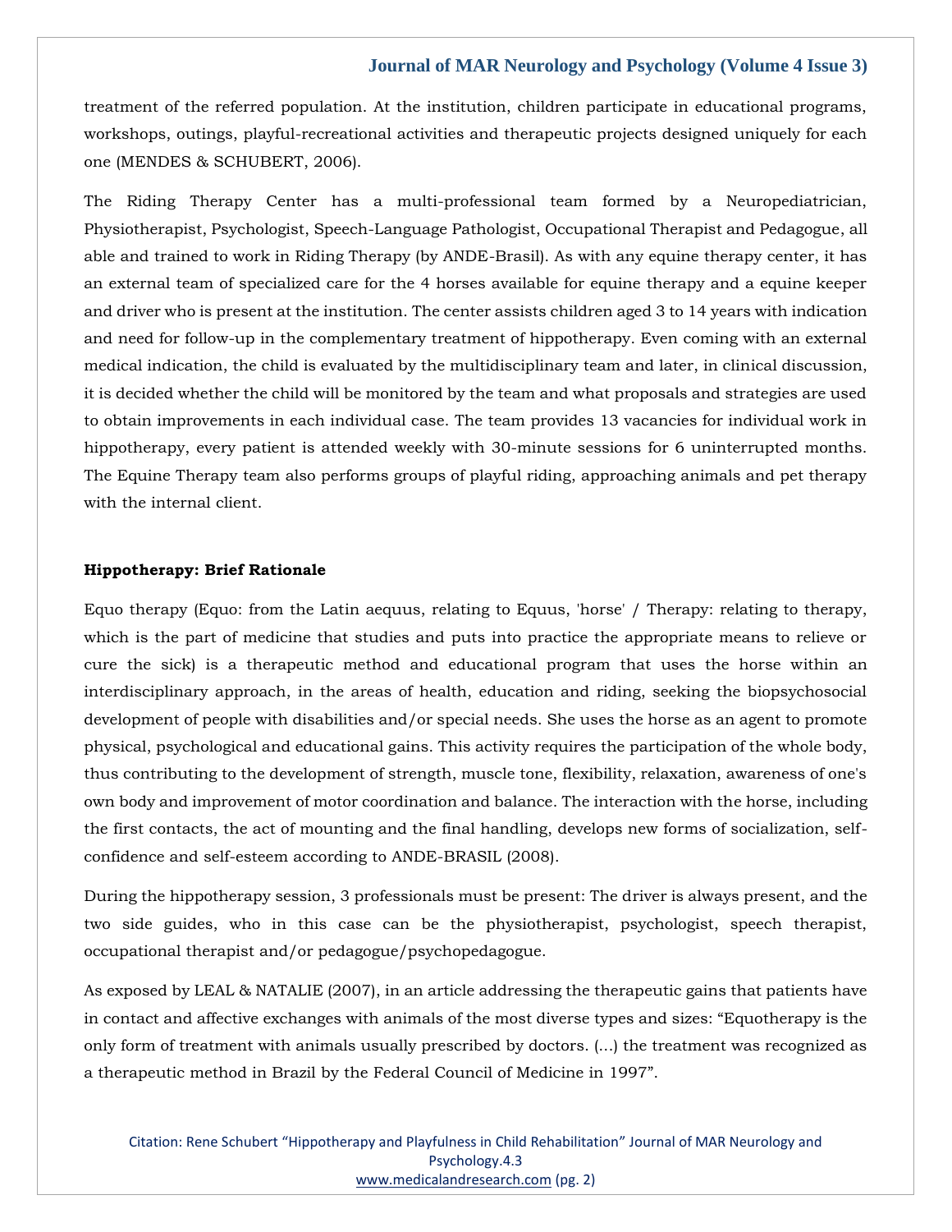treatment of the referred population. At the institution, children participate in educational programs, workshops, outings, playful-recreational activities and therapeutic projects designed uniquely for each one (MENDES & SCHUBERT, 2006).

The Riding Therapy Center has a multi-professional team formed by a Neuropediatrician, Physiotherapist, Psychologist, Speech-Language Pathologist, Occupational Therapist and Pedagogue, all able and trained to work in Riding Therapy (by ANDE-Brasil). As with any equine therapy center, it has an external team of specialized care for the 4 horses available for equine therapy and a equine keeper and driver who is present at the institution. The center assists children aged 3 to 14 years with indication and need for follow-up in the complementary treatment of hippotherapy. Even coming with an external medical indication, the child is evaluated by the multidisciplinary team and later, in clinical discussion, it is decided whether the child will be monitored by the team and what proposals and strategies are used to obtain improvements in each individual case. The team provides 13 vacancies for individual work in hippotherapy, every patient is attended weekly with 30-minute sessions for 6 uninterrupted months. The Equine Therapy team also performs groups of playful riding, approaching animals and pet therapy with the internal client.

**Hippotherapy: Brief Rationale**

Equo therapy (Equo: from the Latin aequus, relating to Equus, 'horse' / Therapy: relating to therapy, which is the part of medicine that studies and puts into practice the appropriate means to relieve or cure the sick) is a therapeutic method and educational program that uses the horse within an interdisciplinary approach, in the areas of health, education and riding, seeking the biopsychosocial development of people with disabilities and/or special needs. She uses the horse as an agent to promote physical, psychological and educational gains. This activity requires the participation of the whole body, thus contributing to the development of strength, muscle tone, flexibility, relaxation, awareness of one's own body and improvement of motor coordination and balance. The interaction with the horse, including the first contacts, the act of mounting and the final handling, develops new forms of socialization, self-confidence and self-esteem according to ANDE-BRASIL (2008).

During the hippotherapy session, 3 professionals must be present: The driver is always present, and the two side guides, who in this case can be the physiotherapist, psychologist, speech therapist, occupational therapist and/or pedagogue/psychopedagogue.

As exposed by LEAL & NATALIE (2007), in an article addressing the therapeutic gains that patients have in contact and affective exchanges with animals of the most diverse types and sizes: "Equotherapy is the only form of treatment with animals usually prescribed by doctors. (...) the treatment was recognized as a therapeutic method in Brazil by the Federal Council of Medicine in 1997".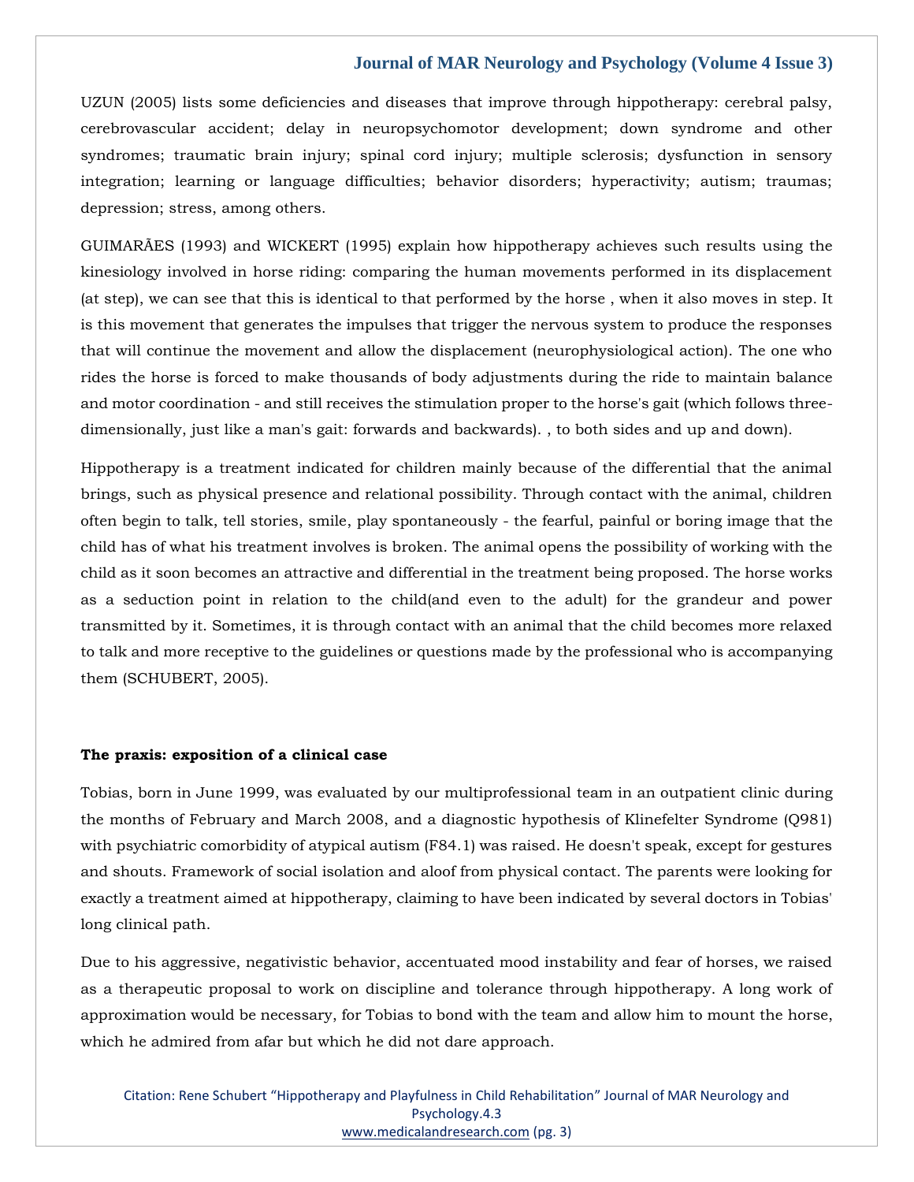UZUN (2005) lists some deficiencies and diseases that improve through hippotherapy: cerebral palsy, cerebrovascular accident; delay in neuropsychomotor development; down syndrome and other syndromes; traumatic brain injury; spinal cord injury; multiple sclerosis; dysfunction in sensory integration; learning or language difficulties; behavior disorders; hyperactivity; autism; traumas; depression; stress, among others.

GUIMARÃES (1993) and WICKERT (1995) explain how hippotherapy achieves such results using the kinesiology involved in horse riding: comparing the human movements performed in its displacement (at step), we can see that this is identical to that performed by the horse , when it also moves in step. It is this movement that generates the impulses that trigger the nervous system to produce the responses that will continue the movement and allow the displacement (neurophysiological action). The one who rides the horse is forced to make thousands of body adjustments during the ride to maintain balance and motor coordination - and still receives the stimulation proper to the horse's gait (which follows three-dimensionally, just like a man's gait: forwards and backwards). , to both sides and up and down).

Hippotherapy is a treatment indicated for children mainly because of the differential that the animal brings, such as physical presence and relational possibility. Through contact with the animal, children often begin to talk, tell stories, smile, play spontaneously - the fearful, painful or boring image that the child has of what his treatment involves is broken. The animal opens the possibility of working with the child as it soon becomes an attractive and differential in the treatment being proposed. The horse works as a seduction point in relation to the child(and even to the adult) for the grandeur and power transmitted by it. Sometimes, it is through contact with an animal that the child becomes more relaxed to talk and more receptive to the guidelines or questions made by the professional who is accompanying them (SCHUBERT, 2005).

**The praxis: exposition of a clinical case**

Tobias, born in June 1999, was evaluated by our multiprofessional team in an outpatient clinic during the months of February and March 2008, and a diagnostic hypothesis of Klinefelter Syndrome (Q981) with psychiatric comorbidity of atypical autism (F84.1) was raised. He doesn't speak, except for gestures and shouts. Framework of social isolation and aloof from physical contact. The parents were looking for exactly a treatment aimed at hippotherapy, claiming to have been indicated by several doctors in Tobias' long clinical path.

Due to his aggressive, negativistic behavior, accentuated mood instability and fear of horses, we raised as a therapeutic proposal to work on discipline and tolerance through hippotherapy. A long work of approximation would be necessary, for Tobias to bond with the team and allow him to mount the horse, which he admired from afar but which he did not dare approach.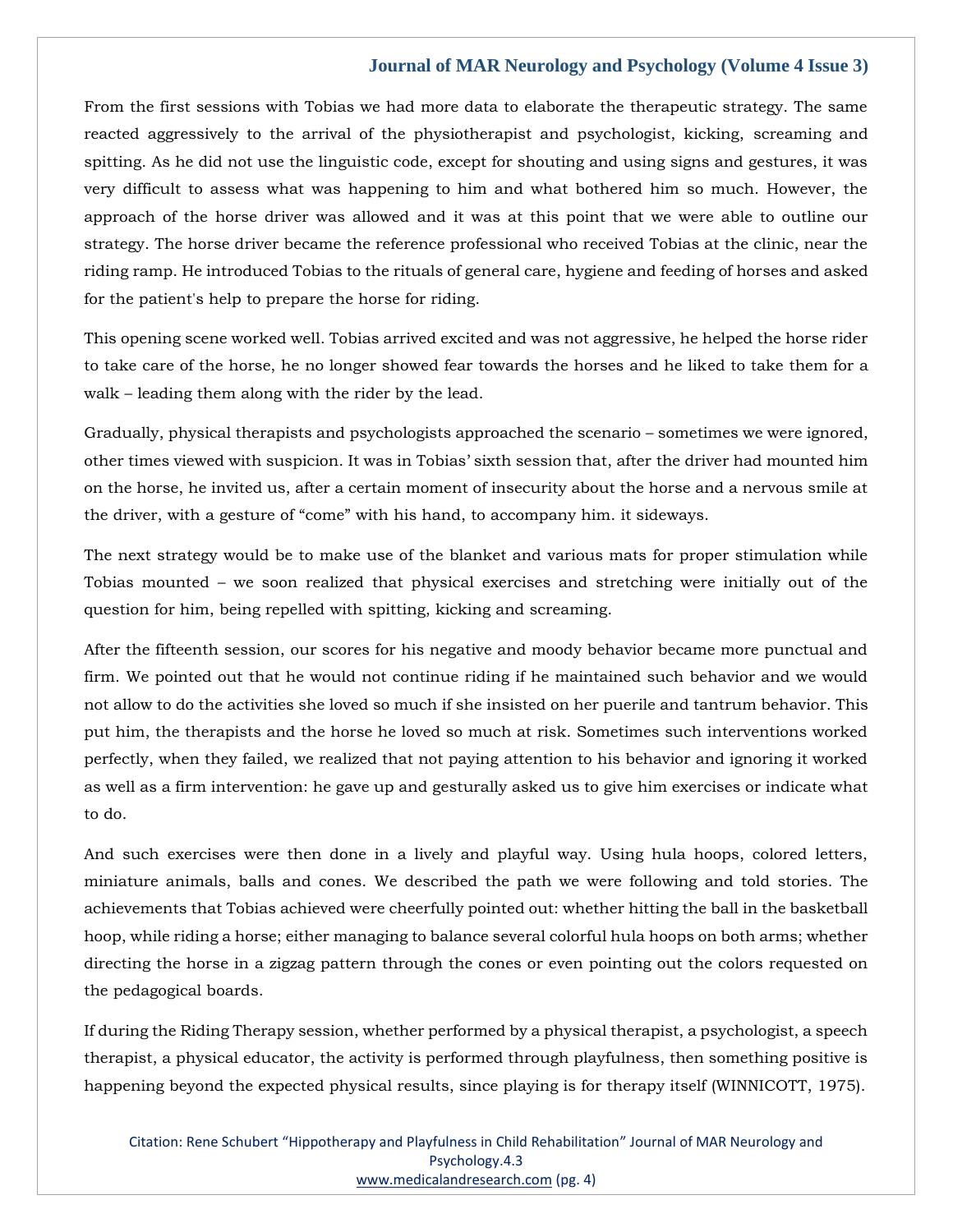From the first sessions with Tobias we had more data to elaborate the therapeutic strategy. The same reacted aggressively to the arrival of the physiotherapist and psychologist, kicking, screaming and spitting. As he did not use the linguistic code, except for shouting and using signs and gestures, it was very difficult to assess what was happening to him and what bothered him so much. However, the approach of the horse driver was allowed and it was at this point that we were able to outline our strategy. The horse driver became the reference professional who received Tobias at the clinic, near the riding ramp. He introduced Tobias to the rituals of general care, hygiene and feeding of horses and asked for the patient's help to prepare the horse for riding.

This opening scene worked well. Tobias arrived excited and was not aggressive, he helped the horse rider to take care of the horse, he no longer showed fear towards the horses and he liked to take them for a walk – leading them along with the rider by the lead.

Gradually, physical therapists and psychologists approached the scenario – sometimes we were ignored, other times viewed with suspicion. It was in Tobias' sixth session that, after the driver had mounted him on the horse, he invited us, after a certain moment of insecurity about the horse and a nervous smile at the driver, with a gesture of "come" with his hand, to accompany him. it sideways.

The next strategy would be to make use of the blanket and various mats for proper stimulation while Tobias mounted – we soon realized that physical exercises and stretching were initially out of the question for him, being repelled with spitting, kicking and screaming.

After the fifteenth session, our scores for his negative and moody behavior became more punctual and firm. We pointed out that he would not continue riding if he maintained such behavior and we would not allow to do the activities she loved so much if she insisted on her puerile and tantrum behavior. This put him, the therapists and the horse he loved so much at risk. Sometimes such interventions worked perfectly, when they failed, we realized that not paying attention to his behavior and ignoring it worked as well as a firm intervention: he gave up and gesturally asked us to give him exercises or indicate what to do.

And such exercises were then done in a lively and playful way. Using hula hoops, colored letters, miniature animals, balls and cones. We described the path we were following and told stories. The achievements that Tobias achieved were cheerfully pointed out: whether hitting the ball in the basketball hoop, while riding a horse; either managing to balance several colorful hula hoops on both arms; whether directing the horse in a zigzag pattern through the cones or even pointing out the colors requested on the pedagogical boards.

If during the Riding Therapy session, whether performed by a physical therapist, a psychologist, a speech therapist, a physical educator, the activity is performed through playfulness, then something positive is happening beyond the expected physical results, since playing is for therapy itself (WINNICOTT, 1975).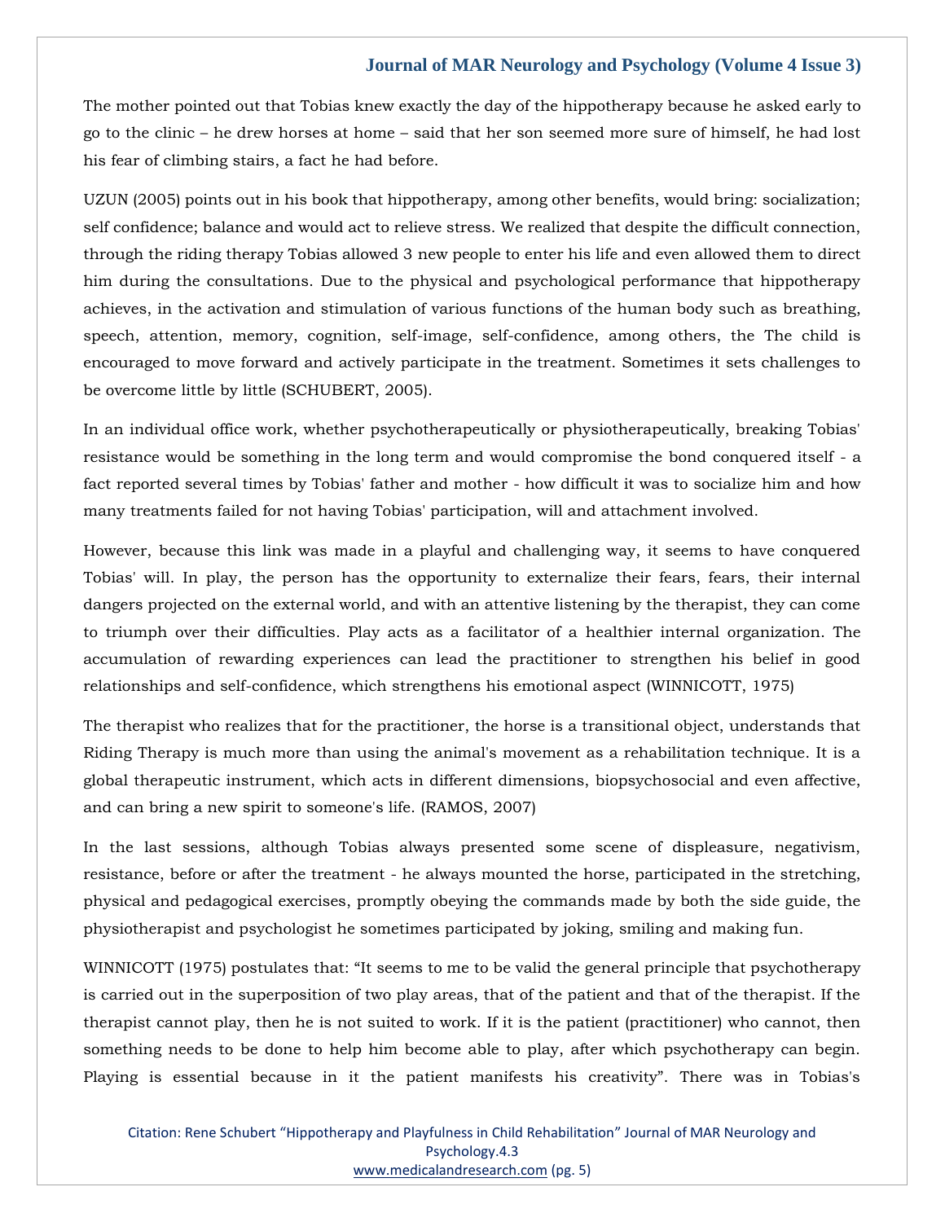The mother pointed out that Tobias knew exactly the day of the hippotherapy because he asked early to go to the clinic – he drew horses at home – said that her son seemed more sure of himself, he had lost his fear of climbing stairs, a fact he had before.

UZUN (2005) points out in his book that hippotherapy, among other benefits, would bring: socialization; self confidence; balance and would act to relieve stress. We realized that despite the difficult connection, through the riding therapy Tobias allowed 3 new people to enter his life and even allowed them to direct him during the consultations. Due to the physical and psychological performance that hippotherapy achieves, in the activation and stimulation of various functions of the human body such as breathing, speech, attention, memory, cognition, self-image, self-confidence, among others, the The child is encouraged to move forward and actively participate in the treatment. Sometimes it sets challenges to be overcome little by little (SCHUBERT, 2005).

In an individual office work, whether psychotherapeutically or physiotherapeutically, breaking Tobias' resistance would be something in the long term and would compromise the bond conquered itself - a fact reported several times by Tobias' father and mother - how difficult it was to socialize him and how many treatments failed for not having Tobias' participation, will and attachment involved.

However, because this link was made in a playful and challenging way, it seems to have conquered Tobias' will. In play, the person has the opportunity to externalize their fears, fears, their internal dangers projected on the external world, and with an attentive listening by the therapist, they can come to triumph over their difficulties. Play acts as a facilitator of a healthier internal organization. The accumulation of rewarding experiences can lead the practitioner to strengthen his belief in good relationships and self-confidence, which strengthens his emotional aspect (WINNICOTT, 1975)

The therapist who realizes that for the practitioner, the horse is a transitional object, understands that Riding Therapy is much more than using the animal's movement as a rehabilitation technique. It is a global therapeutic instrument, which acts in different dimensions, biopsychosocial and even affective, and can bring a new spirit to someone's life. (RAMOS, 2007)

In the last sessions, although Tobias always presented some scene of displeasure, negativism, resistance, before or after the treatment - he always mounted the horse, participated in the stretching, physical and pedagogical exercises, promptly obeying the commands made by both the side guide, the physiotherapist and psychologist he sometimes participated by joking, smiling and making fun.

WINNICOTT (1975) postulates that: "It seems to me to be valid the general principle that psychotherapy is carried out in the superposition of two play areas, that of the patient and that of the therapist. If the therapist cannot play, then he is not suited to work. If it is the patient (practitioner) who cannot, then something needs to be done to help him become able to play, after which psychotherapy can begin. Playing is essential because in it the patient manifests his creativity". There was in Tobias's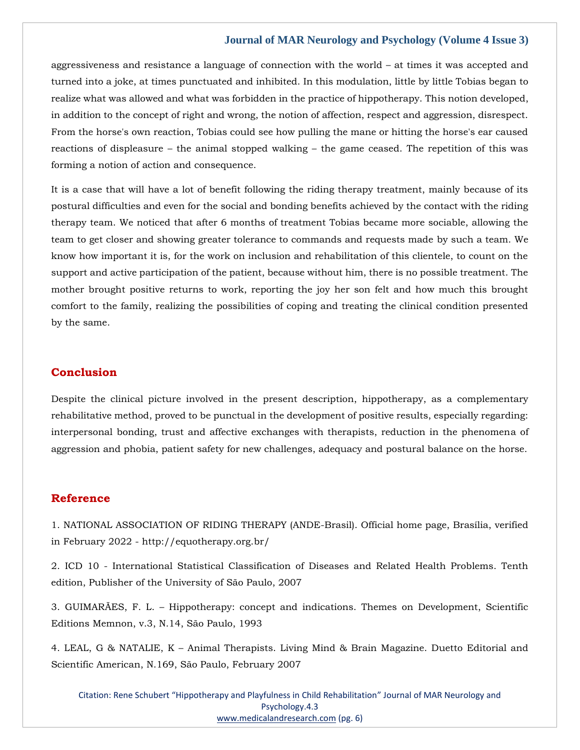aggressiveness and resistance a language of connection with the world – at times it was accepted and turned into a joke, at times punctuated and inhibited. In this modulation, little by little Tobias began to realize what was allowed and what was forbidden in the practice of hippotherapy. This notion developed, in addition to the concept of right and wrong, the notion of affection, respect and aggression, disrespect. From the horse's own reaction, Tobias could see how pulling the mane or hitting the horse's ear caused reactions of displeasure – the animal stopped walking – the game ceased. The repetition of this was forming a notion of action and consequence.

It is a case that will have a lot of benefit following the riding therapy treatment, mainly because of its postural difficulties and even for the social and bonding benefits achieved by the contact with the riding therapy team. We noticed that after 6 months of treatment Tobias became more sociable, allowing the team to get closer and showing greater tolerance to commands and requests made by such a team. We know how important it is, for the work on inclusion and rehabilitation of this clientele, to count on the support and active participation of the patient, because without him, there is no possible treatment. The mother brought positive returns to work, reporting the joy her son felt and how much this brought comfort to the family, realizing the possibilities of coping and treating the clinical condition presented by the same.

## Conclusion

Despite the clinical picture involved in the present description, hippotherapy, as a complementary rehabilitative method, proved to be punctual in the development of positive results, especially regarding: interpersonal bonding, trust and affective exchanges with therapists, reduction in the phenomena of aggression and phobia, patient safety for new challenges, adequacy and postural balance on the horse.

## Reference

1. NATIONAL ASSOCIATION OF RIDING THERAPY (ANDE-Brasil). Official home page, Brasília, verified in February 2022 - http://equotherapy.org.br/

2. ICD 10 - International Statistical Classification of Diseases and Related Health Problems. Tenth edition, Publisher of the University of São Paulo, 2007

3. GUIMARÃES, F. L. – Hippotherapy: concept and indications. Themes on Development, Scientific Editions Memnon, v.3, N.14, São Paulo, 1993

4. LEAL, G & NATALIE, K – Animal Therapists. Living Mind & Brain Magazine. Duetto Editorial and Scientific American, N.169, São Paulo, February 2007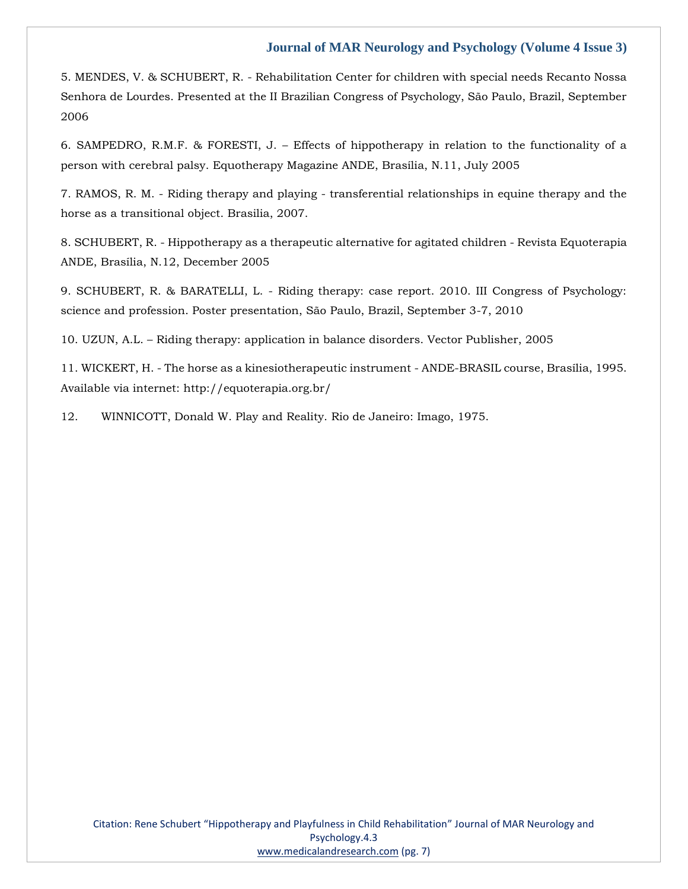5. MENDES, V. & SCHUBERT, R. - Rehabilitation Center for children with special needs Recanto Nossa Senhora de Lourdes. Presented at the II Brazilian Congress of Psychology, São Paulo, Brazil, September 2006

6. SAMPEDRO, R.M.F. & FORESTI, J. – Effects of hippotherapy in relation to the functionality of a person with cerebral palsy. Equotherapy Magazine ANDE, Brasília, N.11, July 2005

7. RAMOS, R. M. - Riding therapy and playing - transferential relationships in equine therapy and the horse as a transitional object. Brasilia, 2007.

8. SCHUBERT, R. - Hippotherapy as a therapeutic alternative for agitated children - Revista Equoterapia ANDE, Brasília, N.12, December 2005

9. SCHUBERT, R. & BARATELLI, L. - Riding therapy: case report. 2010. III Congress of Psychology: science and profession. Poster presentation, São Paulo, Brazil, September 3-7, 2010

10. UZUN, A.L. – Riding therapy: application in balance disorders. Vector Publisher, 2005

11. WICKERT, H. - The horse as a kinesiotherapeutic instrument - ANDE-BRASIL course, Brasília, 1995. Available via internet: http://equoterapia.org.br/

12. WINNICOTT, Donald W. Play and Reality. Rio de Janeiro: Imago, 1975.

Citation: Rene Schubert "Hippotherapy and Playfulness in Child Rehabilitation" Journal of MAR Neurology and Psychology.4.3